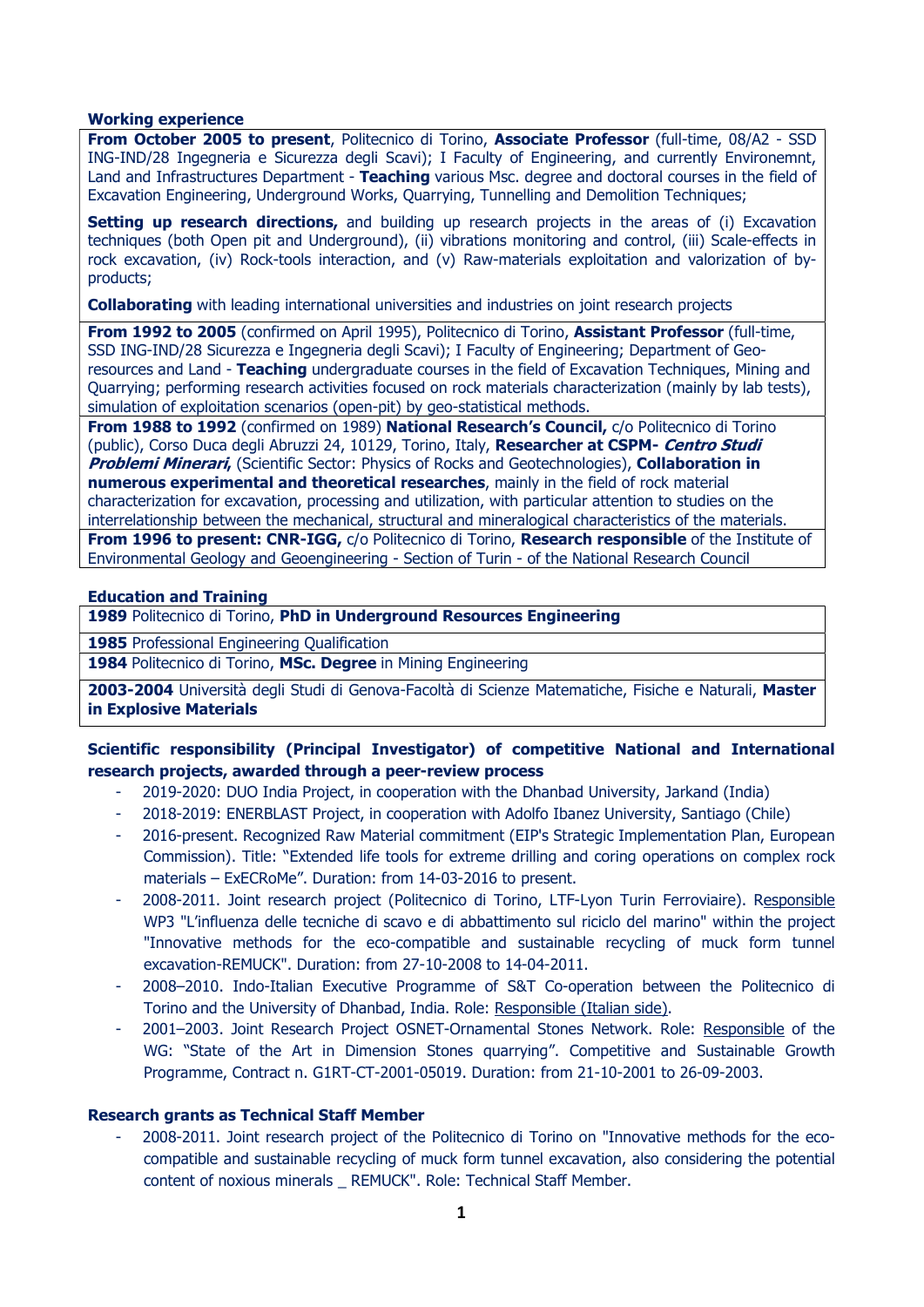### Working experience

| |
|---|
| **From October 2005 to present**, Politecnico di Torino, **Associate Professor** (full-time, 08/A2 - SSD ING-IND/28 Ingegneria e Sicurezza degli Scavi); I Faculty of Engineering, and currently Environemnt, Land and Infrastructures Department - **Teaching** various Msc. degree and doctoral courses in the field of Excavation Engineering, Underground Works, Quarrying, Tunnelling and Demolition Techniques;<br><br>**Setting up research directions,** and building up research projects in the areas of (i) Excavation techniques (both Open pit and Underground), (ii) vibrations monitoring and control, (iii) Scale-effects in rock excavation, (iv) Rock-tools interaction, and (v) Raw-materials exploitation and valorization of by-products;<br><br>**Collaborating** with leading international universities and industries on joint research projects |
| **From 1992 to 2005** (confirmed on April 1995), Politecnico di Torino, **Assistant Professor** (full-time, SSD ING-IND/28 Sicurezza e Ingegneria degli Scavi); I Faculty of Engineering; Department of Geo-resources and Land - **Teaching** undergraduate courses in the field of Excavation Techniques, Mining and Quarrying; performing research activities focused on rock materials characterization (mainly by lab tests), simulation of exploitation scenarios (open-pit) by geo-statistical methods. |
| **From 1988 to 1992** (confirmed on 1989) **National Research's Council,** c/o Politecnico di Torino (public), Corso Duca degli Abruzzi 24, 10129, Torino, Italy, **Researcher at CSPM- *Centro Studi Problemi Minerari*,** (Scientific Sector: Physics of Rocks and Geotechnologies), **Collaboration in numerous experimental and theoretical researches**, mainly in the field of rock material characterization for excavation, processing and utilization, with particular attention to studies on the interrelationship between the mechanical, structural and mineralogical characteristics of the materials. |
| **From 1996 to present: CNR-IGG,** c/o Politecnico di Torino, **Research responsible** of the Institute of Environmental Geology and Geoengineering - Section of Turin - of the National Research Council |

### Education and Training

| |
|---|
| **1989** Politecnico di Torino, **PhD in Underground Resources Engineering** |
| **1985** Professional Engineering Qualification |
| **1984** Politecnico di Torino, **MSc. Degree** in Mining Engineering |
| **2003-2004** Università degli Studi di Genova-Facoltà di Scienze Matematiche, Fisiche e Naturali, **Master in Explosive Materials** |

### Scientific responsibility (Principal Investigator) of competitive National and International research projects, awarded through a peer-review process

- 2019-2020: DUO India Project, in cooperation with the Dhanbad University, Jarkand (India)
- 2018-2019: ENERBLAST Project, in cooperation with Adolfo Ibanez University, Santiago (Chile)
- 2016-present. Recognized Raw Material commitment (EIP's Strategic Implementation Plan, European Commission). Title: "Extended life tools for extreme drilling and coring operations on complex rock materials – ExECRoMe". Duration: from 14-03-2016 to present.
- 2008-2011. Joint research project (Politecnico di Torino, LTF-Lyon Turin Ferroviaire). Responsible WP3 "L'influenza delle tecniche di scavo e di abbattimento sul riciclo del marino" within the project "Innovative methods for the eco-compatible and sustainable recycling of muck form tunnel excavation-REMUCK". Duration: from 27-10-2008 to 14-04-2011.
- 2008–2010. Indo-Italian Executive Programme of S&T Co-operation between the Politecnico di Torino and the University of Dhanbad, India. Role: Responsible (Italian side).
- 2001–2003. Joint Research Project OSNET-Ornamental Stones Network. Role: Responsible of the WG: "State of the Art in Dimension Stones quarrying". Competitive and Sustainable Growth Programme, Contract n. G1RT-CT-2001-05019. Duration: from 21-10-2001 to 26-09-2003.

### Research grants as Technical Staff Member

- 2008-2011. Joint research project of the Politecnico di Torino on "Innovative methods for the eco-compatible and sustainable recycling of muck form tunnel excavation, also considering the potential content of noxious minerals _ REMUCK". Role: Technical Staff Member.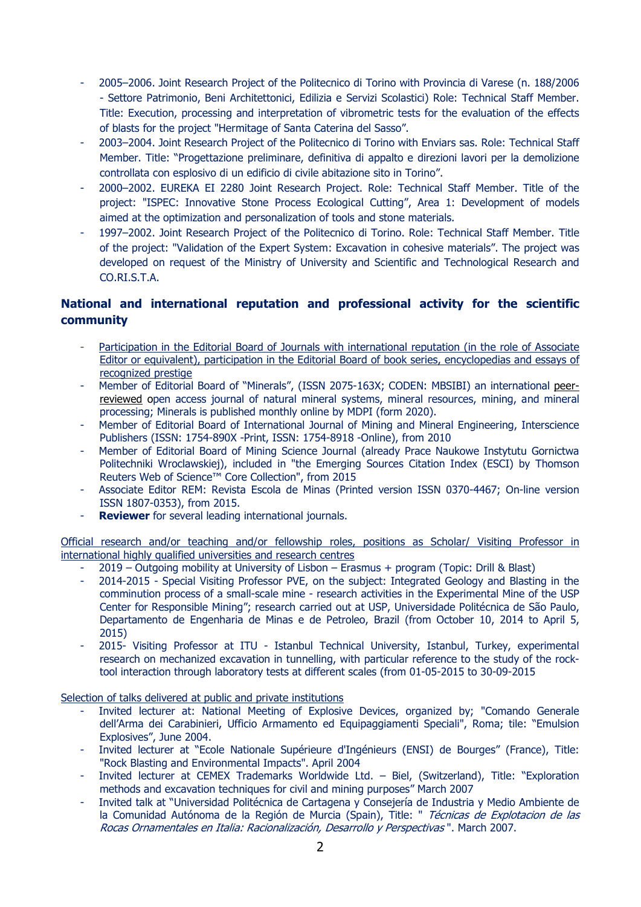- 2005–2006. Joint Research Project of the Politecnico di Torino with Provincia di Varese (n. 188/2006 - Settore Patrimonio, Beni Architettonici, Edilizia e Servizi Scolastici) Role: Technical Staff Member. Title: Execution, processing and interpretation of vibrometric tests for the evaluation of the effects of blasts for the project "Hermitage of Santa Caterina del Sasso".
- 2003–2004. Joint Research Project of the Politecnico di Torino with Enviars sas. Role: Technical Staff Member. Title: "Progettazione preliminare, definitiva di appalto e direzioni lavori per la demolizione controllata con esplosivo di un edificio di civile abitazione sito in Torino".
- 2000–2002. EUREKA EI 2280 Joint Research Project. Role: Technical Staff Member. Title of the project: "ISPEC: Innovative Stone Process Ecological Cutting", Area 1: Development of models aimed at the optimization and personalization of tools and stone materials.
- 1997–2002. Joint Research Project of the Politecnico di Torino. Role: Technical Staff Member. Title of the project: "Validation of the Expert System: Excavation in cohesive materials". The project was developed on request of the Ministry of University and Scientific and Technological Research and CO.RI.S.T.A.

## National and international reputation and professional activity for the scientific community

- Participation in the Editorial Board of Journals with international reputation (in the role of Associate Editor or equivalent), participation in the Editorial Board of book series, encyclopedias and essays of recognized prestige
- Member of Editorial Board of "Minerals", (ISSN 2075-163X; CODEN: MBSIBI) an international peer-reviewed open access journal of natural mineral systems, mineral resources, mining, and mineral processing; Minerals is published monthly online by MDPI (form 2020).
- Member of Editorial Board of International Journal of Mining and Mineral Engineering, Interscience Publishers (ISSN: 1754-890X -Print, ISSN: 1754-8918 -Online), from 2010
- Member of Editorial Board of Mining Science Journal (already Prace Naukowe Instytutu Gornictwa Politechniki Wroclawskiej), included in "the Emerging Sources Citation Index (ESCI) by Thomson Reuters Web of Science™ Core Collection", from 2015
- Associate Editor REM: Revista Escola de Minas (Printed version ISSN 0370-4467; On-line version ISSN 1807-0353), from 2015.
- **Reviewer** for several leading international journals.

Official research and/or teaching and/or fellowship roles, positions as Scholar/ Visiting Professor in international highly qualified universities and research centres

- 2019 – Outgoing mobility at University of Lisbon – Erasmus + program (Topic: Drill & Blast)
- 2014-2015 - Special Visiting Professor PVE, on the subject: Integrated Geology and Blasting in the comminution process of a small-scale mine - research activities in the Experimental Mine of the USP Center for Responsible Mining"; research carried out at USP, Universidade Politécnica de São Paulo, Departamento de Engenharia de Minas e de Petroleo, Brazil (from October 10, 2014 to April 5, 2015)
- 2015- Visiting Professor at ITU - Istanbul Technical University, Istanbul, Turkey, experimental research on mechanized excavation in tunnelling, with particular reference to the study of the rock-tool interaction through laboratory tests at different scales (from 01-05-2015 to 30-09-2015

Selection of talks delivered at public and private institutions

- Invited lecturer at: National Meeting of Explosive Devices, organized by; "Comando Generale dell'Arma dei Carabinieri, Ufficio Armamento ed Equipaggiamenti Speciali", Roma; tile: "Emulsion Explosives", June 2004.
- Invited lecturer at "Ecole Nationale Supérieure d'Ingénieurs (ENSI) de Bourges" (France), Title: "Rock Blasting and Environmental Impacts". April 2004
- Invited lecturer at CEMEX Trademarks Worldwide Ltd. – Biel, (Switzerland), Title: "Exploration methods and excavation techniques for civil and mining purposes" March 2007
- Invited talk at "Universidad Politécnica de Cartagena y Consejería de Industria y Medio Ambiente de la Comunidad Autónoma de la Región de Murcia (Spain), Title: " *Técnicas de Explotacion de las Rocas Ornamentales en Italia: Racionalización, Desarrollo y Perspectivas* ". March 2007.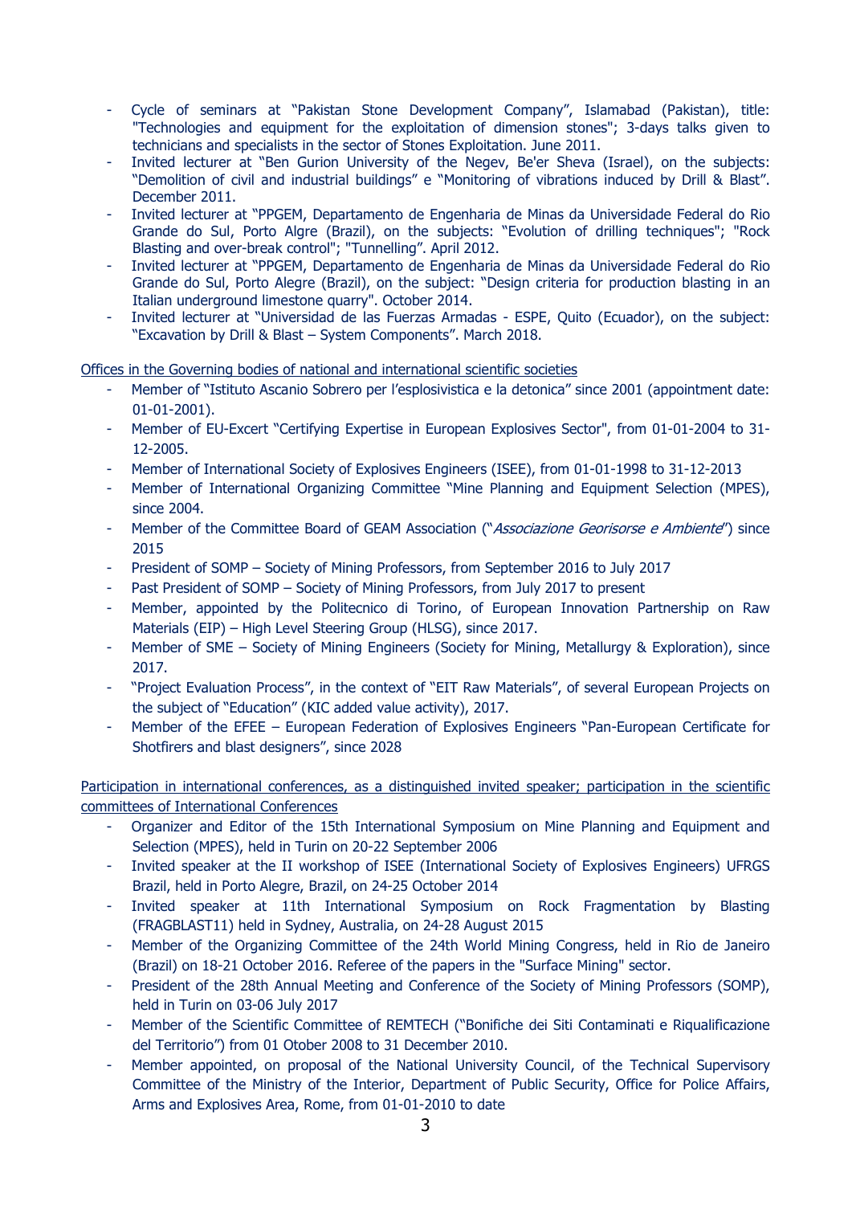- Cycle of seminars at "Pakistan Stone Development Company", Islamabad (Pakistan), title: "Technologies and equipment for the exploitation of dimension stones"; 3-days talks given to technicians and specialists in the sector of Stones Exploitation. June 2011.
- Invited lecturer at "Ben Gurion University of the Negev, Be'er Sheva (Israel), on the subjects: "Demolition of civil and industrial buildings" e "Monitoring of vibrations induced by Drill & Blast". December 2011.
- Invited lecturer at "PPGEM, Departamento de Engenharia de Minas da Universidade Federal do Rio Grande do Sul, Porto Algre (Brazil), on the subjects: "Evolution of drilling techniques"; "Rock Blasting and over-break control"; "Tunnelling". April 2012.
- Invited lecturer at "PPGEM, Departamento de Engenharia de Minas da Universidade Federal do Rio Grande do Sul, Porto Alegre (Brazil), on the subject: "Design criteria for production blasting in an Italian underground limestone quarry". October 2014.
- Invited lecturer at "Universidad de las Fuerzas Armadas - ESPE, Quito (Ecuador), on the subject: "Excavation by Drill & Blast – System Components". March 2018.

Offices in the Governing bodies of national and international scientific societies

- Member of "Istituto Ascanio Sobrero per l'esplosivistica e la detonica" since 2001 (appointment date: 01-01-2001).
- Member of EU-Excert "Certifying Expertise in European Explosives Sector", from 01-01-2004 to 31-12-2005.
- Member of International Society of Explosives Engineers (ISEE), from 01-01-1998 to 31-12-2013
- Member of International Organizing Committee "Mine Planning and Equipment Selection (MPES), since 2004.
- Member of the Committee Board of GEAM Association ("*Associazione Georisorse e Ambiente*") since 2015
- President of SOMP – Society of Mining Professors, from September 2016 to July 2017
- Past President of SOMP – Society of Mining Professors, from July 2017 to present
- Member, appointed by the Politecnico di Torino, of European Innovation Partnership on Raw Materials (EIP) – High Level Steering Group (HLSG), since 2017.
- Member of SME – Society of Mining Engineers (Society for Mining, Metallurgy & Exploration), since 2017.
- "Project Evaluation Process", in the context of "EIT Raw Materials", of several European Projects on the subject of "Education" (KIC added value activity), 2017.
- Member of the EFEE – European Federation of Explosives Engineers "Pan-European Certificate for Shotfirers and blast designers", since 2028

Participation in international conferences, as a distinguished invited speaker; participation in the scientific committees of International Conferences

- Organizer and Editor of the 15th International Symposium on Mine Planning and Equipment and Selection (MPES), held in Turin on 20-22 September 2006
- Invited speaker at the II workshop of ISEE (International Society of Explosives Engineers) UFRGS Brazil, held in Porto Alegre, Brazil, on 24-25 October 2014
- Invited speaker at 11th International Symposium on Rock Fragmentation by Blasting (FRAGBLAST11) held in Sydney, Australia, on 24-28 August 2015
- Member of the Organizing Committee of the 24th World Mining Congress, held in Rio de Janeiro (Brazil) on 18-21 October 2016. Referee of the papers in the "Surface Mining" sector.
- President of the 28th Annual Meeting and Conference of the Society of Mining Professors (SOMP), held in Turin on 03-06 July 2017
- Member of the Scientific Committee of REMTECH ("Bonifiche dei Siti Contaminati e Riqualificazione del Territorio") from 01 Otober 2008 to 31 December 2010.
- Member appointed, on proposal of the National University Council, of the Technical Supervisory Committee of the Ministry of the Interior, Department of Public Security, Office for Police Affairs, Arms and Explosives Area, Rome, from 01-01-2010 to date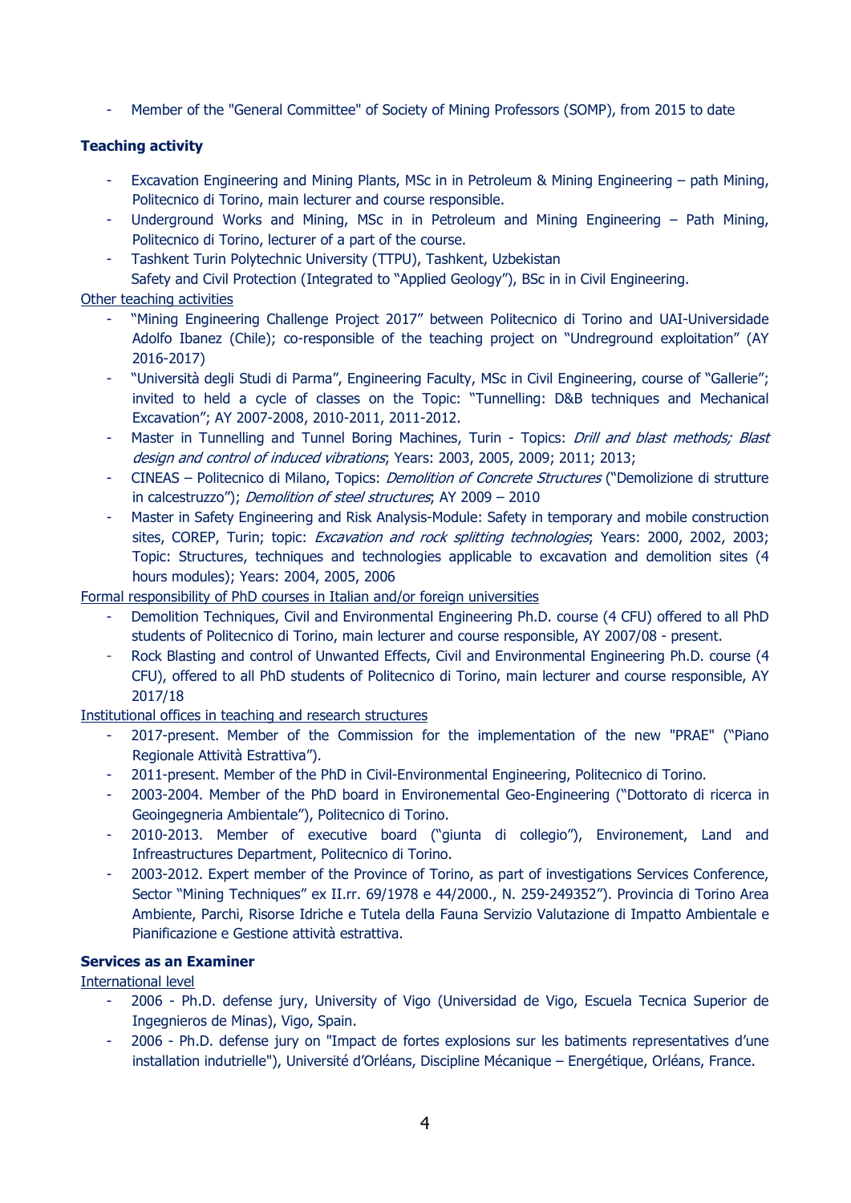- Member of the "General Committee" of Society of Mining Professors (SOMP), from 2015 to date

**Teaching activity**

- Excavation Engineering and Mining Plants, MSc in in Petroleum & Mining Engineering – path Mining, Politecnico di Torino, main lecturer and course responsible.
- Underground Works and Mining, MSc in in Petroleum and Mining Engineering – Path Mining, Politecnico di Torino, lecturer of a part of the course.
- Tashkent Turin Polytechnic University (TTPU), Tashkent, Uzbekistan
  Safety and Civil Protection (Integrated to "Applied Geology"), BSc in in Civil Engineering.

Other teaching activities

- "Mining Engineering Challenge Project 2017" between Politecnico di Torino and UAI-Universidade Adolfo Ibanez (Chile); co-responsible of the teaching project on "Undreground exploitation" (AY 2016-2017)
- "Università degli Studi di Parma", Engineering Faculty, MSc in Civil Engineering, course of "Gallerie"; invited to held a cycle of classes on the Topic: "Tunnelling: D&B techniques and Mechanical Excavation"; AY 2007-2008, 2010-2011, 2011-2012.
- Master in Tunnelling and Tunnel Boring Machines, Turin - Topics: *Drill and blast methods; Blast design and control of induced vibrations*; Years: 2003, 2005, 2009; 2011; 2013;
- CINEAS – Politecnico di Milano, Topics: *Demolition of Concrete Structures* ("Demolizione di strutture in calcestruzzo"); *Demolition of steel structures*; AY 2009 – 2010
- Master in Safety Engineering and Risk Analysis-Module: Safety in temporary and mobile construction sites, COREP, Turin; topic: *Excavation and rock splitting technologies*; Years: 2000, 2002, 2003; Topic: Structures, techniques and technologies applicable to excavation and demolition sites (4 hours modules); Years: 2004, 2005, 2006

Formal responsibility of PhD courses in Italian and/or foreign universities

- Demolition Techniques, Civil and Environmental Engineering Ph.D. course (4 CFU) offered to all PhD students of Politecnico di Torino, main lecturer and course responsible, AY 2007/08 - present.
- Rock Blasting and control of Unwanted Effects, Civil and Environmental Engineering Ph.D. course (4 CFU), offered to all PhD students of Politecnico di Torino, main lecturer and course responsible, AY 2017/18

Institutional offices in teaching and research structures

- 2017-present. Member of the Commission for the implementation of the new "PRAE" ("Piano Regionale Attività Estrattiva").
- 2011-present. Member of the PhD in Civil-Environmental Engineering, Politecnico di Torino.
- 2003-2004. Member of the PhD board in Environemental Geo-Engineering ("Dottorato di ricerca in Geoingegneria Ambientale"), Politecnico di Torino.
- 2010-2013. Member of executive board ("giunta di collegio"), Environement, Land and Infreastructures Department, Politecnico di Torino.
- 2003-2012. Expert member of the Province of Torino, as part of investigations Services Conference, Sector "Mining Techniques" ex II.rr. 69/1978 e 44/2000., N. 259-249352"). Provincia di Torino Area Ambiente, Parchi, Risorse Idriche e Tutela della Fauna Servizio Valutazione di Impatto Ambientale e Pianificazione e Gestione attività estrattiva.

**Services as an Examiner**

International level

- 2006 - Ph.D. defense jury, University of Vigo (Universidad de Vigo, Escuela Tecnica Superior de Ingegnieros de Minas), Vigo, Spain.
- 2006 - Ph.D. defense jury on "Impact de fortes explosions sur les batiments representatives d'une installation indutrielle"), Université d'Orléans, Discipline Mécanique – Energétique, Orléans, France.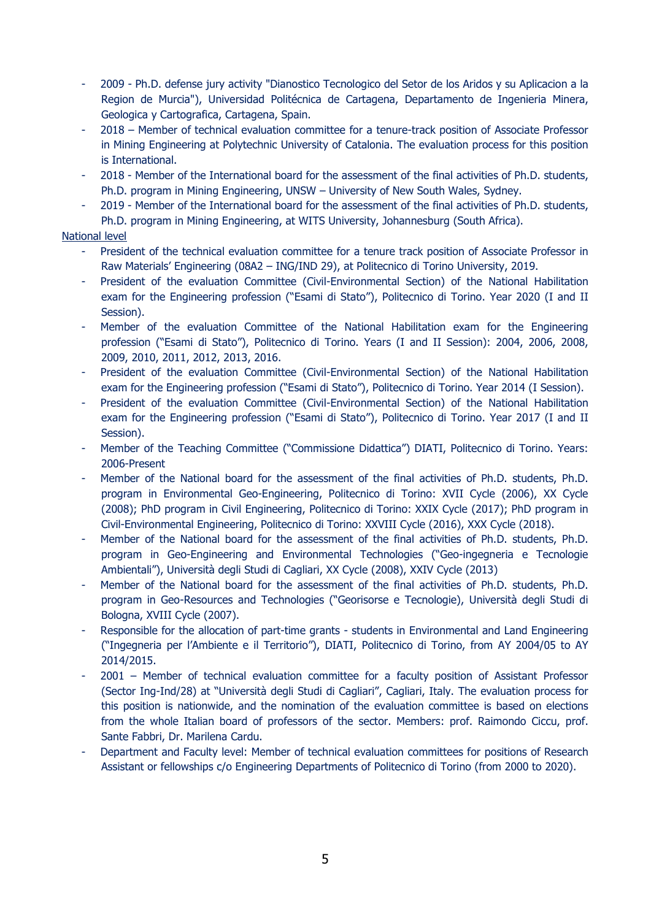- 2009 - Ph.D. defense jury activity "Dianostico Tecnologico del Setor de los Aridos y su Aplicacion a la Region de Murcia"), Universidad Politécnica de Cartagena, Departamento de Ingenieria Minera, Geologica y Cartografica, Cartagena, Spain.
- 2018 – Member of technical evaluation committee for a tenure-track position of Associate Professor in Mining Engineering at Polytechnic University of Catalonia. The evaluation process for this position is International.
- 2018 - Member of the International board for the assessment of the final activities of Ph.D. students, Ph.D. program in Mining Engineering, UNSW – University of New South Wales, Sydney.
- 2019 - Member of the International board for the assessment of the final activities of Ph.D. students, Ph.D. program in Mining Engineering, at WITS University, Johannesburg (South Africa).

<u>National level</u>

- President of the technical evaluation committee for a tenure track position of Associate Professor in Raw Materials' Engineering (08A2 – ING/IND 29), at Politecnico di Torino University, 2019.
- President of the evaluation Committee (Civil-Environmental Section) of the National Habilitation exam for the Engineering profession ("Esami di Stato"), Politecnico di Torino. Year 2020 (I and II Session).
- Member of the evaluation Committee of the National Habilitation exam for the Engineering profession ("Esami di Stato"), Politecnico di Torino. Years (I and II Session): 2004, 2006, 2008, 2009, 2010, 2011, 2012, 2013, 2016.
- President of the evaluation Committee (Civil-Environmental Section) of the National Habilitation exam for the Engineering profession ("Esami di Stato"), Politecnico di Torino. Year 2014 (I Session).
- President of the evaluation Committee (Civil-Environmental Section) of the National Habilitation exam for the Engineering profession ("Esami di Stato"), Politecnico di Torino. Year 2017 (I and II Session).
- Member of the Teaching Committee ("Commissione Didattica") DIATI, Politecnico di Torino. Years: 2006-Present
- Member of the National board for the assessment of the final activities of Ph.D. students, Ph.D. program in Environmental Geo-Engineering, Politecnico di Torino: XVII Cycle (2006), XX Cycle (2008); PhD program in Civil Engineering, Politecnico di Torino: XXIX Cycle (2017); PhD program in Civil-Environmental Engineering, Politecnico di Torino: XXVIII Cycle (2016), XXX Cycle (2018).
- Member of the National board for the assessment of the final activities of Ph.D. students, Ph.D. program in Geo-Engineering and Environmental Technologies ("Geo-ingegneria e Tecnologie Ambientali"), Università degli Studi di Cagliari, XX Cycle (2008), XXIV Cycle (2013)
- Member of the National board for the assessment of the final activities of Ph.D. students, Ph.D. program in Geo-Resources and Technologies ("Georisorse e Tecnologie), Università degli Studi di Bologna, XVIII Cycle (2007).
- Responsible for the allocation of part-time grants - students in Environmental and Land Engineering ("Ingegneria per l'Ambiente e il Territorio"), DIATI, Politecnico di Torino, from AY 2004/05 to AY 2014/2015.
- 2001 – Member of technical evaluation committee for a faculty position of Assistant Professor (Sector Ing-Ind/28) at "Università degli Studi di Cagliari", Cagliari, Italy. The evaluation process for this position is nationwide, and the nomination of the evaluation committee is based on elections from the whole Italian board of professors of the sector. Members: prof. Raimondo Ciccu, prof. Sante Fabbri, Dr. Marilena Cardu.
- Department and Faculty level: Member of technical evaluation committees for positions of Research Assistant or fellowships c/o Engineering Departments of Politecnico di Torino (from 2000 to 2020).